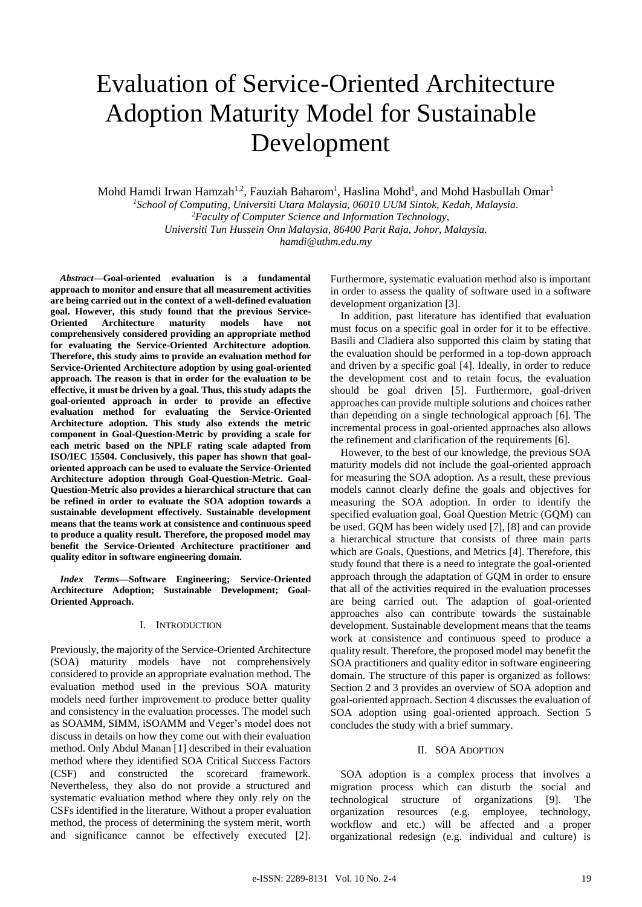# Evaluation of Service-Oriented Architecture Adoption Maturity Model for Sustainable Development

Mohd Hamdi Irwan Hamzah[1,2], Fauziah Baharom[1], Haslina Mohd[1], and Mohd Hasbullah Omar[1]

[1]*School of Computing, Universiti Utara Malaysia, 06010 UUM Sintok, Kedah, Malaysia.*
[2]*Faculty of Computer Science and Information Technology, Universiti Tun Hussein Onn Malaysia, 86400 Parit Raja, Johor, Malaysia.*
*hamdi@uthm.edu.my*

***Abstract*—Goal-oriented evaluation is a fundamental approach to monitor and ensure that all measurement activities are being carried out in the context of a well-defined evaluation goal. However, this study found that the previous Service-Oriented Architecture maturity models have not comprehensively considered providing an appropriate method for evaluating the Service-Oriented Architecture adoption. Therefore, this study aims to provide an evaluation method for Service-Oriented Architecture adoption by using goal-oriented approach. The reason is that in order for the evaluation to be effective, it must be driven by a goal. Thus, this study adapts the goal-oriented approach in order to provide an effective evaluation method for evaluating the Service-Oriented Architecture adoption. This study also extends the metric component in Goal-Question-Metric by providing a scale for each metric based on the NPLF rating scale adapted from ISO/IEC 15504. Conclusively, this paper has shown that goal-oriented approach can be used to evaluate the Service-Oriented Architecture adoption through Goal-Question-Metric. Goal-Question-Metric also provides a hierarchical structure that can be refined in order to evaluate the SOA adoption towards a sustainable development effectively. Sustainable development means that the teams work at consistence and continuous speed to produce a quality result. Therefore, the proposed model may benefit the Service-Oriented Architecture practitioner and quality editor in software engineering domain.**

***Index Terms*—Software Engineering; Service-Oriented Architecture Adoption; Sustainable Development; Goal-Oriented Approach.**

## I. INTRODUCTION

Previously, the majority of the Service-Oriented Architecture (SOA) maturity models have not comprehensively considered to provide an appropriate evaluation method. The evaluation method used in the previous SOA maturity models need further improvement to produce better quality and consistency in the evaluation processes. The model such as SOAMM, SIMM, iSOAMM and Veger's model does not discuss in details on how they come out with their evaluation method. Only Abdul Manan [1] described in their evaluation method where they identified SOA Critical Success Factors (CSF) and constructed the scorecard framework. Nevertheless, they also do not provide a structured and systematic evaluation method where they only rely on the CSFs identified in the literature. Without a proper evaluation method, the process of determining the system merit, worth and significance cannot be effectively executed [2]. Furthermore, systematic evaluation method also is important in order to assess the quality of software used in a software development organization [3].

In addition, past literature has identified that evaluation must focus on a specific goal in order for it to be effective. Basili and Cladiera also supported this claim by stating that the evaluation should be performed in a top-down approach and driven by a specific goal [4]. Ideally, in order to reduce the development cost and to retain focus, the evaluation should be goal driven [5]. Furthermore, goal-driven approaches can provide multiple solutions and choices rather than depending on a single technological approach [6]. The incremental process in goal-oriented approaches also allows the refinement and clarification of the requirements [6].

However, to the best of our knowledge, the previous SOA maturity models did not include the goal-oriented approach for measuring the SOA adoption. As a result, these previous models cannot clearly define the goals and objectives for measuring the SOA adoption. In order to identify the specified evaluation goal, Goal Question Metric (GQM) can be used. GQM has been widely used [7], [8] and can provide a hierarchical structure that consists of three main parts which are Goals, Questions, and Metrics [4]. Therefore, this study found that there is a need to integrate the goal-oriented approach through the adaptation of GQM in order to ensure that all of the activities required in the evaluation processes are being carried out. The adaption of goal-oriented approaches also can contribute towards the sustainable development. Sustainable development means that the teams work at consistence and continuous speed to produce a quality result. Therefore, the proposed model may benefit the SOA practitioners and quality editor in software engineering domain. The structure of this paper is organized as follows: Section 2 and 3 provides an overview of SOA adoption and goal-oriented approach. Section 4 discusses the evaluation of SOA adoption using goal-oriented approach. Section 5 concludes the study with a brief summary.

## II. SOA ADOPTION

SOA adoption is a complex process that involves a migration process which can disturb the social and technological structure of organizations [9]. The organization resources (e.g. employee, technology, workflow and etc.) will be affected and a proper organizational redesign (e.g. individual and culture) is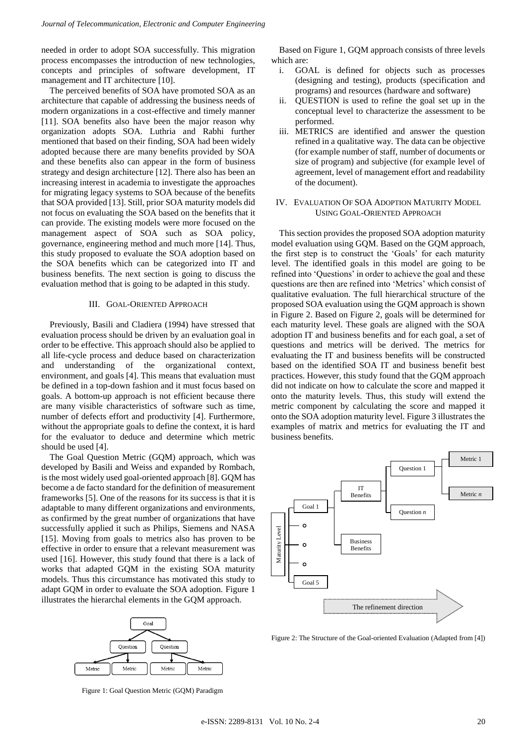needed in order to adopt SOA successfully. This migration process encompasses the introduction of new technologies, concepts and principles of software development, IT management and IT architecture [10].

The perceived benefits of SOA have promoted SOA as an architecture that capable of addressing the business needs of modern organizations in a cost-effective and timely manner [11]. SOA benefits also have been the major reason why organization adopts SOA. Luthria and Rabhi further mentioned that based on their finding, SOA had been widely adopted because there are many benefits provided by SOA and these benefits also can appear in the form of business strategy and design architecture [12]. There also has been an increasing interest in academia to investigate the approaches for migrating legacy systems to SOA because of the benefits that SOA provided [13]. Still, prior SOA maturity models did not focus on evaluating the SOA based on the benefits that it can provide. The existing models were more focused on the management aspect of SOA such as SOA policy, governance, engineering method and much more [14]. Thus, this study proposed to evaluate the SOA adoption based on the SOA benefits which can be categorized into IT and business benefits. The next section is going to discuss the evaluation method that is going to be adapted in this study.

## III. GOAL-ORIENTED APPROACH

Previously, Basili and Cladiera (1994) have stressed that evaluation process should be driven by an evaluation goal in order to be effective. This approach should also be applied to all life-cycle process and deduce based on characterization and understanding of the organizational context, environment, and goals [4]. This means that evaluation must be defined in a top-down fashion and it must focus based on goals. A bottom-up approach is not efficient because there are many visible characteristics of software such as time, number of defects effort and productivity [4]. Furthermore, without the appropriate goals to define the context, it is hard for the evaluator to deduce and determine which metric should be used [4].

The Goal Question Metric (GQM) approach, which was developed by Basili and Weiss and expanded by Rombach, is the most widely used goal-oriented approach [8]. GQM has become a de facto standard for the definition of measurement frameworks [5]. One of the reasons for its success is that it is adaptable to many different organizations and environments, as confirmed by the great number of organizations that have successfully applied it such as Philips, Siemens and NASA [15]. Moving from goals to metrics also has proven to be effective in order to ensure that a relevant measurement was used [16]. However, this study found that there is a lack of works that adapted GQM in the existing SOA maturity models. Thus this circumstance has motivated this study to adapt GQM in order to evaluate the SOA adoption. Figure 1 illustrates the hierarchal elements in the GQM approach.

Figure 1: Goal Question Metric (GQM) Paradigm

Based on Figure 1, GQM approach consists of three levels which are:

i. GOAL is defined for objects such as processes (designing and testing), products (specification and programs) and resources (hardware and software)
ii. QUESTION is used to refine the goal set up in the conceptual level to characterize the assessment to be performed.
iii. METRICS are identified and answer the question refined in a qualitative way. The data can be objective (for example number of staff, number of documents or size of program) and subjective (for example level of agreement, level of management effort and readability of the document).

## IV. EVALUATION OF SOA ADOPTION MATURITY MODEL USING GOAL-ORIENTED APPROACH

This section provides the proposed SOA adoption maturity model evaluation using GQM. Based on the GQM approach, the first step is to construct the 'Goals' for each maturity level. The identified goals in this model are going to be refined into 'Questions' in order to achieve the goal and these questions are then are refined into 'Metrics' which consist of qualitative evaluation. The full hierarchical structure of the proposed SOA evaluation using the GQM approach is shown in Figure 2. Based on Figure 2, goals will be determined for each maturity level. These goals are aligned with the SOA adoption IT and business benefits and for each goal, a set of questions and metrics will be derived. The metrics for evaluating the IT and business benefits will be constructed based on the identified SOA IT and business benefit best practices. However, this study found that the GQM approach did not indicate on how to calculate the score and mapped it onto the maturity levels. Thus, this study will extend the metric component by calculating the score and mapped it onto the SOA adoption maturity level. Figure 3 illustrates the examples of matrix and metrics for evaluating the IT and business benefits.

Figure 2: The Structure of the Goal-oriented Evaluation (Adapted from [4])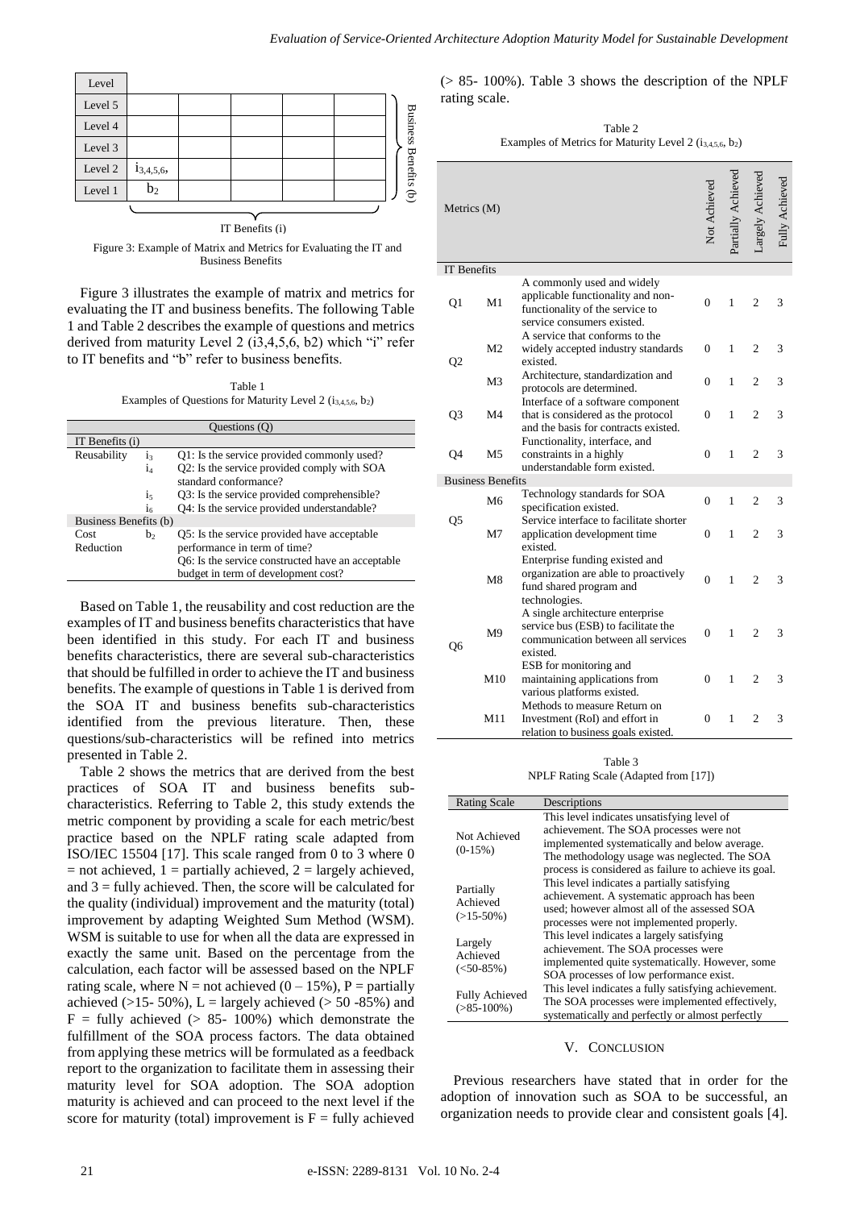| Level | | | | | | |
|---|---|---|---|---|---|---|
| Level 5 | | | | | | Business Benefits (b) |
| Level 4 | | | | | | |
| Level 3 | | | | | | |
| Level 2 | $i_{3,4,5,6}$, | | | | | |
| Level 1 | $b_2$ | | | | | |
| | IT Benefits (i) | | | | | |

Figure 3: Example of Matrix and Metrics for Evaluating the IT and Business Benefits

Figure 3 illustrates the example of matrix and metrics for evaluating the IT and business benefits. The following Table 1 and Table 2 describes the example of questions and metrics derived from maturity Level 2 (i3,4,5,6, b2) which "i" refer to IT benefits and "b" refer to business benefits.

Table 1
Examples of Questions for Maturity Level 2 ($i_{3,4,5,6}$, $b_2$)

| Questions (Q) | | |
|---|---|---|
| IT Benefits (i) | | |
| Reusability | $i_3$ | Q1: Is the service provided commonly used? |
| | $i_4$ | Q2: Is the service provided comply with SOA standard conformance? |
| | $i_5$ | Q3: Is the service provided comprehensible? |
| | $i_6$ | Q4: Is the service provided understandable? |
| Business Benefits (b) | | |
| Cost Reduction | $b_2$ | Q5: Is the service provided have acceptable performance in term of time? |
| | | Q6: Is the service constructed have an acceptable budget in term of development cost? |

Based on Table 1, the reusability and cost reduction are the examples of IT and business benefits characteristics that have been identified in this study. For each IT and business benefits characteristics, there are several sub-characteristics that should be fulfilled in order to achieve the IT and business benefits. The example of questions in Table 1 is derived from the SOA IT and business benefits sub-characteristics identified from the previous literature. Then, these questions/sub-characteristics will be refined into metrics presented in Table 2.

Table 2 shows the metrics that are derived from the best practices of SOA IT and business benefits sub-characteristics. Referring to Table 2, this study extends the metric component by providing a scale for each metric/best practice based on the NPLF rating scale adapted from ISO/IEC 15504 [17]. This scale ranged from 0 to 3 where 0 = not achieved, 1 = partially achieved, 2 = largely achieved, and 3 = fully achieved. Then, the score will be calculated for the quality (individual) improvement and the maturity (total) improvement by adapting Weighted Sum Method (WSM). WSM is suitable to use for when all the data are expressed in exactly the same unit. Based on the percentage from the calculation, each factor will be assessed based on the NPLF rating scale, where N = not achieved (0 – 15%), P = partially achieved (>15- 50%), L = largely achieved (> 50 -85%) and F = fully achieved (> 85- 100%) which demonstrate the fulfillment of the SOA process factors. The data obtained from applying these metrics will be formulated as a feedback report to the organization to facilitate them in assessing their maturity level for SOA adoption. The SOA adoption maturity is achieved and can proceed to the next level if the score for maturity (total) improvement is F = fully achieved (> 85- 100%). Table 3 shows the description of the NPLF rating scale.

Table 2
Examples of Metrics for Maturity Level 2 ($i_{3,4,5,6}$, $b_2$)

| Metrics (M) | | | Not Achieved | Partially Achieved | Largely Achieved | Fully Achieved |
|---|---|---|---|---|---|---|
| IT Benefits | | | | | | |
| Q1 | M1 | A commonly used and widely applicable functionality and non-functionality of the service to service consumers existed. | 0 | 1 | 2 | 3 |
| Q2 | M2 | A service that conforms to the widely accepted industry standards existed. | 0 | 1 | 2 | 3 |
| | M3 | Architecture, standardization and protocols are determined. | 0 | 1 | 2 | 3 |
| Q3 | M4 | Interface of a software component that is considered as the protocol and the basis for contracts existed. | 0 | 1 | 2 | 3 |
| Q4 | M5 | Functionality, interface, and constraints in a highly understandable form existed. | 0 | 1 | 2 | 3 |
| Business Benefits | | | | | | |
| Q5 | M6 | Technology standards for SOA specification existed. | 0 | 1 | 2 | 3 |
| | M7 | Service interface to facilitate shorter application development time existed. | 0 | 1 | 2 | 3 |
| Q6 | M8 | Enterprise funding existed and organization are able to proactively fund shared program and technologies. | 0 | 1 | 2 | 3 |
| | M9 | A single architecture enterprise service bus (ESB) to facilitate the communication between all services existed. | 0 | 1 | 2 | 3 |
| | M10 | ESB for monitoring and maintaining applications from various platforms existed. | 0 | 1 | 2 | 3 |
| | M11 | Methods to measure Return on Investment (RoI) and effort in relation to business goals existed. | 0 | 1 | 2 | 3 |

Table 3
NPLF Rating Scale (Adapted from [17])

| Rating Scale | Descriptions |
|---|---|
| Not Achieved (0-15%) | This level indicates unsatisfying level of achievement. The SOA processes were not implemented systematically and below average. The methodology usage was neglected. The SOA process is considered as failure to achieve its goal. |
| Partially Achieved (>15-50%) | This level indicates a partially satisfying achievement. A systematic approach has been used; however almost all of the assessed SOA processes were not implemented properly. |
| Largely Achieved (<50-85%) | This level indicates a largely satisfying achievement. The SOA processes were implemented quite systematically. However, some SOA processes of low performance exist. |
| Fully Achieved (>85-100%) | This level indicates a fully satisfying achievement. The SOA processes were implemented effectively, systematically and perfectly or almost perfectly |

## V. Conclusion

Previous researchers have stated that in order for the adoption of innovation such as SOA to be successful, an organization needs to provide clear and consistent goals [4].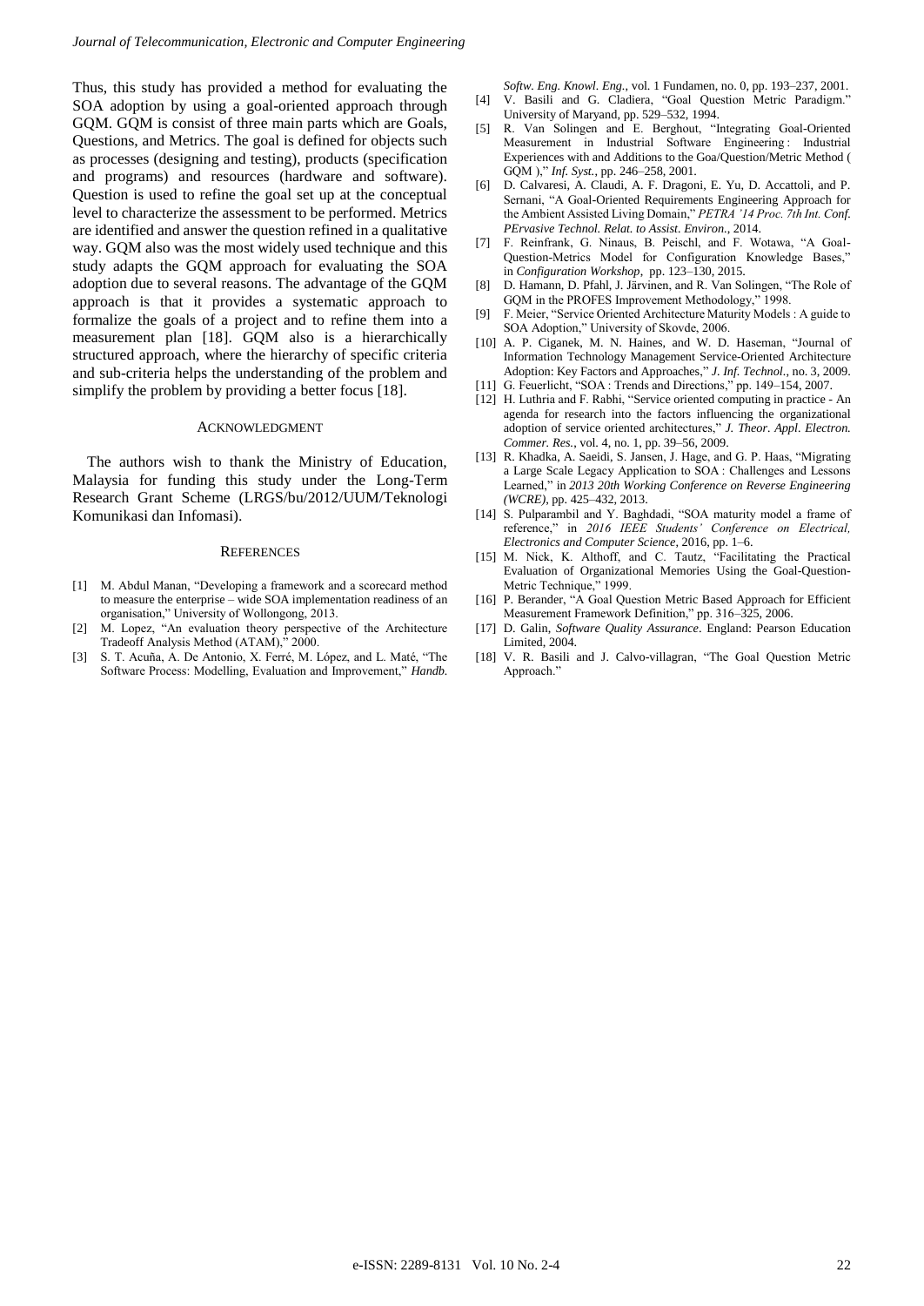Thus, this study has provided a method for evaluating the SOA adoption by using a goal-oriented approach through GQM. GQM is consist of three main parts which are Goals, Questions, and Metrics. The goal is defined for objects such as processes (designing and testing), products (specification and programs) and resources (hardware and software). Question is used to refine the goal set up at the conceptual level to characterize the assessment to be performed. Metrics are identified and answer the question refined in a qualitative way. GQM also was the most widely used technique and this study adapts the GQM approach for evaluating the SOA adoption due to several reasons. The advantage of the GQM approach is that it provides a systematic approach to formalize the goals of a project and to refine them into a measurement plan [18]. GQM also is a hierarchically structured approach, where the hierarchy of specific criteria and sub-criteria helps the understanding of the problem and simplify the problem by providing a better focus [18].

## ACKNOWLEDGMENT

The authors wish to thank the Ministry of Education, Malaysia for funding this study under the Long-Term Research Grant Scheme (LRGS/bu/2012/UUM/Teknologi Komunikasi dan Infomasi).

## REFERENCES

[1] M. Abdul Manan, "Developing a framework and a scorecard method to measure the enterprise – wide SOA implementation readiness of an organisation," University of Wollongong, 2013.

[2] M. Lopez, "An evaluation theory perspective of the Architecture Tradeoff Analysis Method (ATAM)," 2000.

[3] S. T. Acuña, A. De Antonio, X. Ferré, M. López, and L. Maté, "The Software Process: Modelling, Evaluation and Improvement," *Handb. Softw. Eng. Knowl. Eng.*, vol. 1 Fundamen, no. 0, pp. 193–237, 2001.

[4] V. Basili and G. Cladiera, "Goal Question Metric Paradigm." University of Maryand, pp. 529–532, 1994.

[5] R. Van Solingen and E. Berghout, "Integrating Goal-Oriented Measurement in Industrial Software Engineering : Industrial Experiences with and Additions to the Goa/Question/Metric Method ( GQM )," *Inf. Syst.*, pp. 246–258, 2001.

[6] D. Calvaresi, A. Claudi, A. F. Dragoni, E. Yu, D. Accattoli, and P. Sernani, "A Goal-Oriented Requirements Engineering Approach for the Ambient Assisted Living Domain," *PETRA '14 Proc. 7th Int. Conf. PErvasive Technol. Relat. to Assist. Environ.*, 2014.

[7] F. Reinfrank, G. Ninaus, B. Peischl, and F. Wotawa, "A Goal-Question-Metrics Model for Configuration Knowledge Bases," in *Configuration Workshop*, pp. 123–130, 2015.

[8] D. Hamann, D. Pfahl, J. Järvinen, and R. Van Solingen, "The Role of GQM in the PROFES Improvement Methodology," 1998.

[9] F. Meier, "Service Oriented Architecture Maturity Models : A guide to SOA Adoption," University of Skovde, 2006.

[10] A. P. Ciganek, M. N. Haines, and W. D. Haseman, "Journal of Information Technology Management Service-Oriented Architecture Adoption: Key Factors and Approaches," *J. Inf. Technol.*, no. 3, 2009.

[11] G. Feuerlicht, "SOA : Trends and Directions," pp. 149–154, 2007.

[12] H. Luthria and F. Rabhi, "Service oriented computing in practice - An agenda for research into the factors influencing the organizational adoption of service oriented architectures," *J. Theor. Appl. Electron. Commer. Res.*, vol. 4, no. 1, pp. 39–56, 2009.

[13] R. Khadka, A. Saeidi, S. Jansen, J. Hage, and G. P. Haas, "Migrating a Large Scale Legacy Application to SOA : Challenges and Lessons Learned," in *2013 20th Working Conference on Reverse Engineering (WCRE)*, pp. 425–432, 2013.

[14] S. Pulparambil and Y. Baghdadi, "SOA maturity model a frame of reference," in *2016 IEEE Students' Conference on Electrical, Electronics and Computer Science*, 2016, pp. 1–6.

[15] M. Nick, K. Althoff, and C. Tautz, "Facilitating the Practical Evaluation of Organizational Memories Using the Goal-Question-Metric Technique," 1999.

[16] P. Berander, "A Goal Question Metric Based Approach for Efficient Measurement Framework Definition," pp. 316–325, 2006.

[17] D. Galin, *Software Quality Assurance*. England: Pearson Education Limited, 2004.

[18] V. R. Basili and J. Calvo-villagran, "The Goal Question Metric Approach."